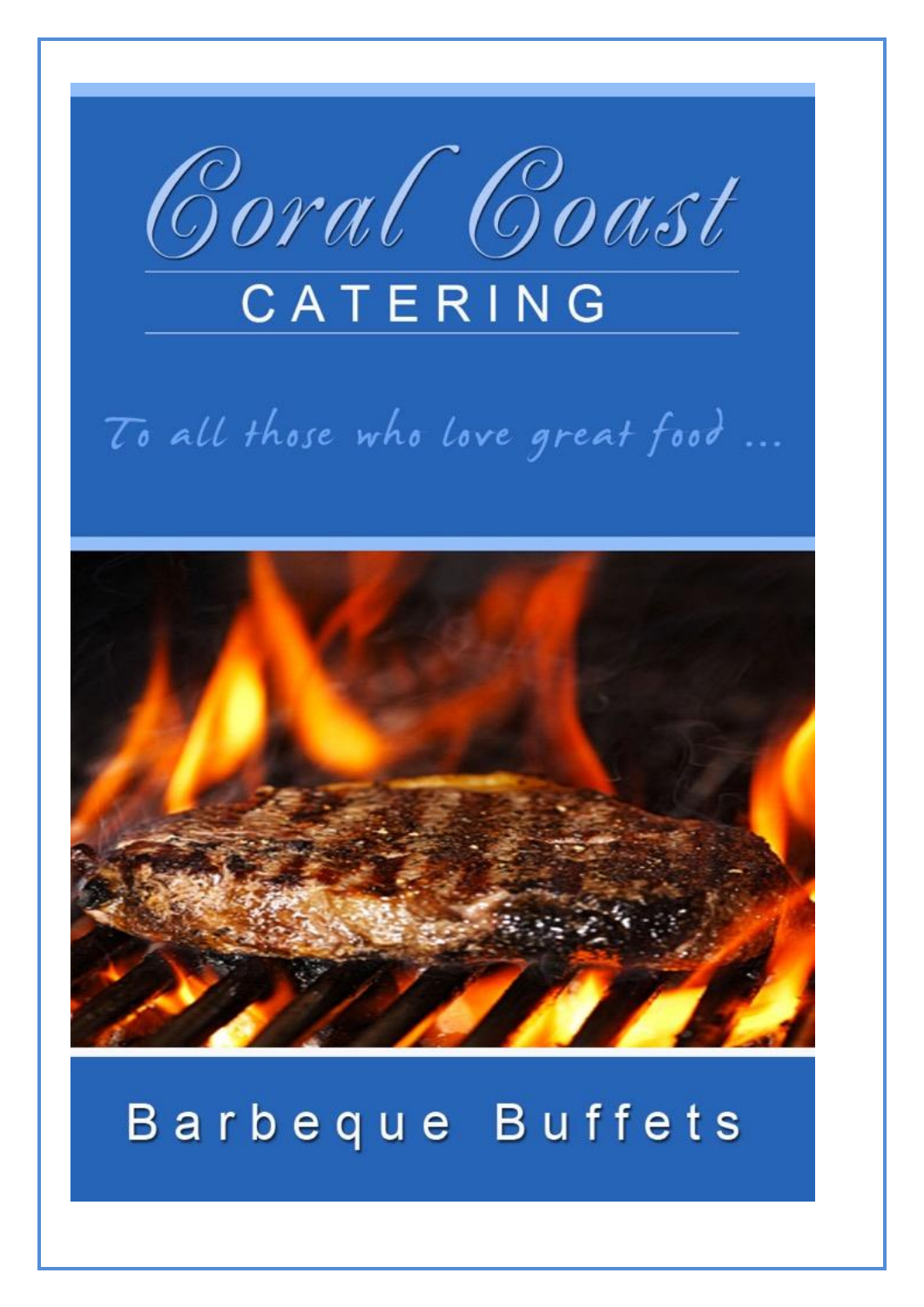# Coral Coast

## CATERING

*To all those who love great food ...*

## Barbeque Buffets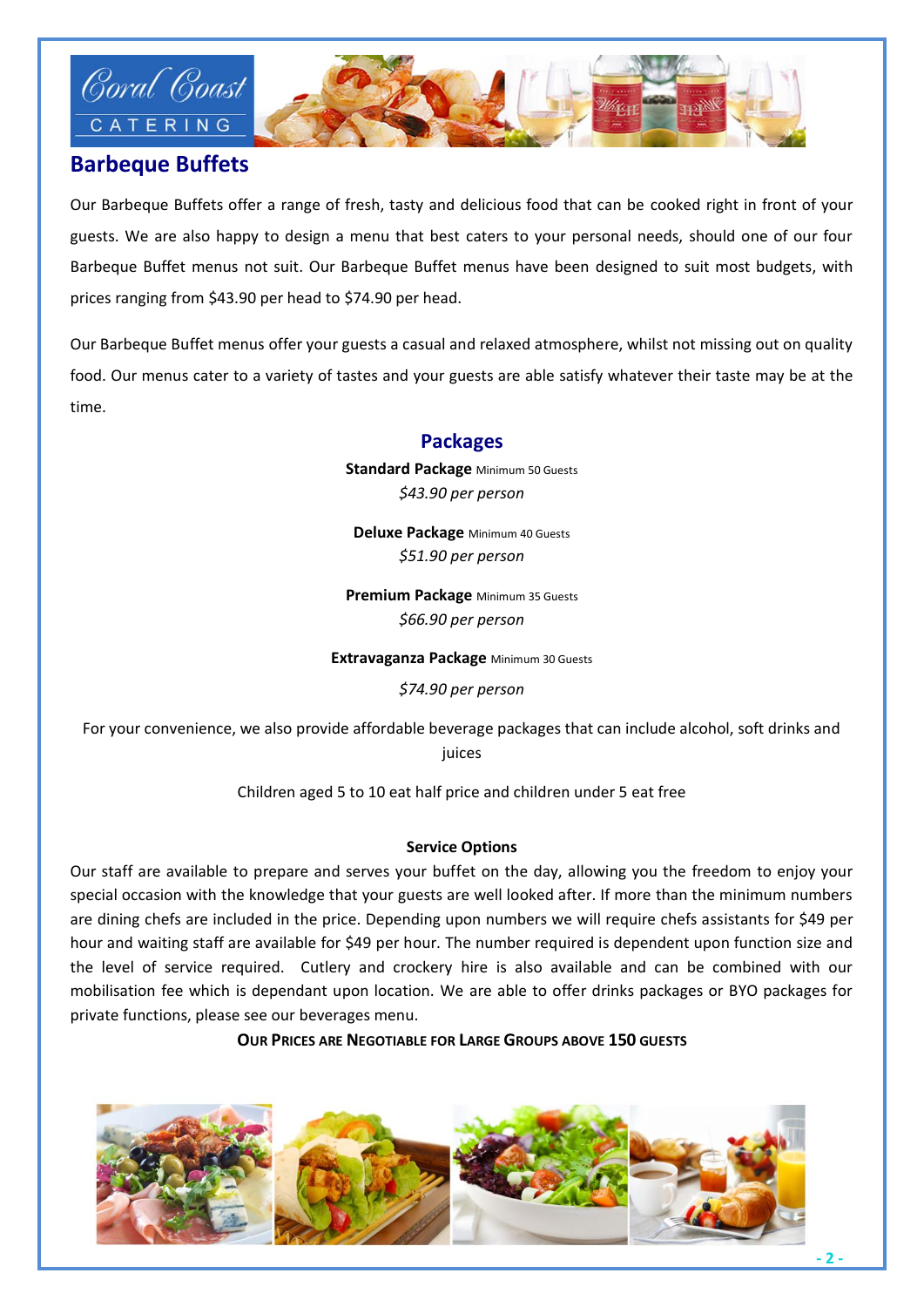## Barbeque Buffets

Our Barbeque Buffets offer a range of fresh, tasty and delicious food that can be cooked right in front of your guests. We are also happy to design a menu that best caters to your personal needs, should one of our four Barbeque Buffet menus not suit. Our Barbeque Buffet menus have been designed to suit most budgets, with prices ranging from $43.90 per head to $74.90 per head.

Our Barbeque Buffet menus offer your guests a casual and relaxed atmosphere, whilst not missing out on quality food. Our menus cater to a variety of tastes and your guests are able satisfy whatever their taste may be at the time.

### Packages

**Standard Package** Minimum 50 Guests
*$43.90 per person*

**Deluxe Package** Minimum 40 Guests
*$51.90 per person*

**Premium Package** Minimum 35 Guests
*$66.90 per person*

**Extravaganza Package** Minimum 30 Guests
*$74.90 per person*

For your convenience, we also provide affordable beverage packages that can include alcohol, soft drinks and juices

Children aged 5 to 10 eat half price and children under 5 eat free

**Service Options**

Our staff are available to prepare and serves your buffet on the day, allowing you the freedom to enjoy your special occasion with the knowledge that your guests are well looked after. If more than the minimum numbers are dining chefs are included in the price. Depending upon numbers we will require chefs assistants for $49 per hour and waiting staff are available for $49 per hour. The number required is dependent upon function size and the level of service required. Cutlery and crockery hire is also available and can be combined with our mobilisation fee which is dependant upon location. We are able to offer drinks packages or BYO packages for private functions, please see our beverages menu.

**OUR PRICES ARE NEGOTIABLE FOR LARGE GROUPS ABOVE 150 GUESTS**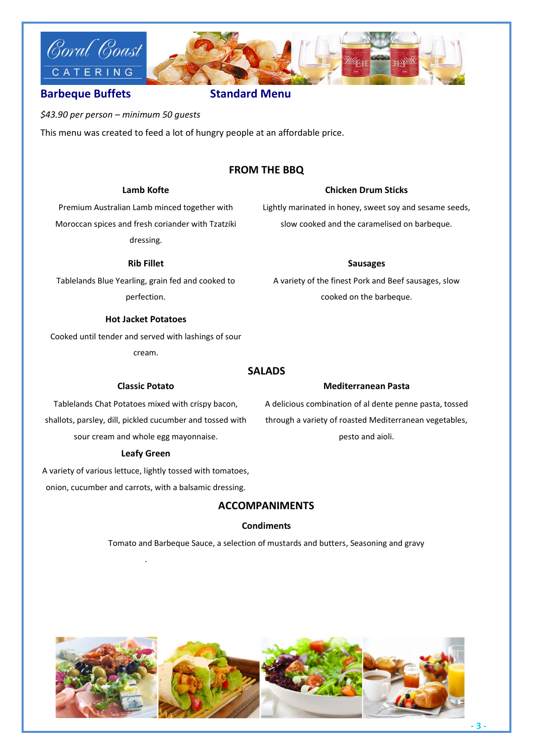## Barbeque Buffets — Standard Menu

*$43.90 per person – minimum 50 guests*

This menu was created to feed a lot of hungry people at an affordable price.

### FROM THE BBQ

**Lamb Kofte**

Premium Australian Lamb minced together with Moroccan spices and fresh coriander with Tzatziki dressing.

**Chicken Drum Sticks**

Lightly marinated in honey, sweet soy and sesame seeds, slow cooked and the caramelised on barbeque.

**Rib Fillet**

Tablelands Blue Yearling, grain fed and cooked to perfection.

**Sausages**

A variety of the finest Pork and Beef sausages, slow cooked on the barbeque.

**Hot Jacket Potatoes**

Cooked until tender and served with lashings of sour cream.

### SALADS

**Classic Potato**

Tablelands Chat Potatoes mixed with crispy bacon, shallots, parsley, dill, pickled cucumber and tossed with sour cream and whole egg mayonnaise.

**Mediterranean Pasta**

A delicious combination of al dente penne pasta, tossed through a variety of roasted Mediterranean vegetables, pesto and aioli.

**Leafy Green**

A variety of various lettuce, lightly tossed with tomatoes, onion, cucumber and carrots, with a balsamic dressing.

### ACCOMPANIMENTS

**Condiments**

Tomato and Barbeque Sauce, a selection of mustards and butters, Seasoning and gravy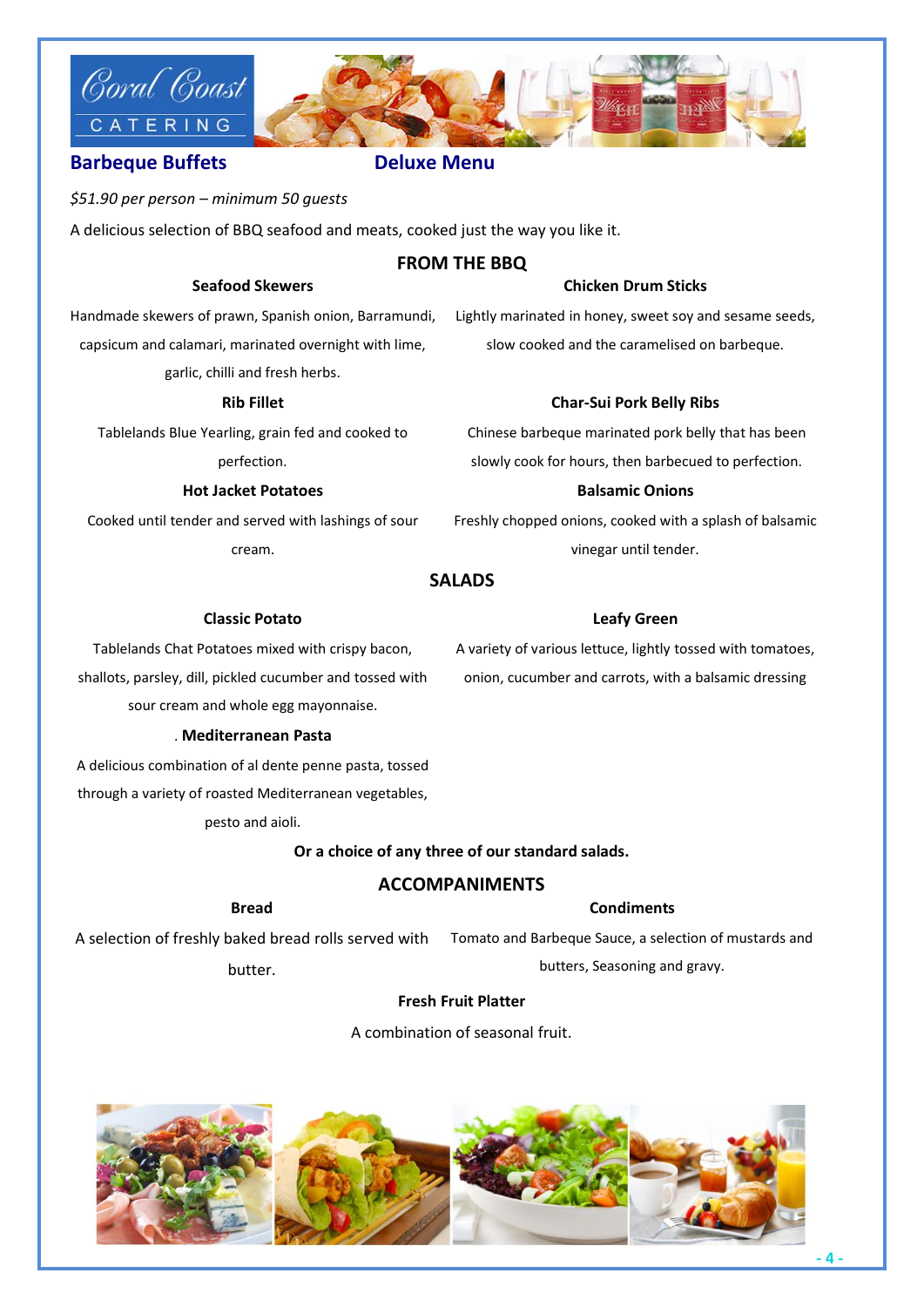Coral Coast CATERING

## Barbeque Buffets — Deluxe Menu

*$51.90 per person – minimum 50 guests*

A delicious selection of BBQ seafood and meats, cooked just the way you like it.

### FROM THE BBQ

**Seafood Skewers**

Handmade skewers of prawn, Spanish onion, Barramundi, capsicum and calamari, marinated overnight with lime, garlic, chilli and fresh herbs.

**Chicken Drum Sticks**

Lightly marinated in honey, sweet soy and sesame seeds, slow cooked and the caramelised on barbeque.

**Rib Fillet**

Tablelands Blue Yearling, grain fed and cooked to perfection.

**Char-Sui Pork Belly Ribs**

Chinese barbeque marinated pork belly that has been slowly cook for hours, then barbecued to perfection.

**Hot Jacket Potatoes**

Cooked until tender and served with lashings of sour cream.

**Balsamic Onions**

Freshly chopped onions, cooked with a splash of balsamic vinegar until tender.

### SALADS

**Classic Potato**

Tablelands Chat Potatoes mixed with crispy bacon, shallots, parsley, dill, pickled cucumber and tossed with sour cream and whole egg mayonnaise.

**Leafy Green**

A variety of various lettuce, lightly tossed with tomatoes, onion, cucumber and carrots, with a balsamic dressing

. **Mediterranean Pasta**

A delicious combination of al dente penne pasta, tossed through a variety of roasted Mediterranean vegetables, pesto and aioli.

**Or a choice of any three of our standard salads.**

### ACCOMPANIMENTS

**Bread**

A selection of freshly baked bread rolls served with butter.

**Condiments**

Tomato and Barbeque Sauce, a selection of mustards and butters, Seasoning and gravy.

**Fresh Fruit Platter**

A combination of seasonal fruit.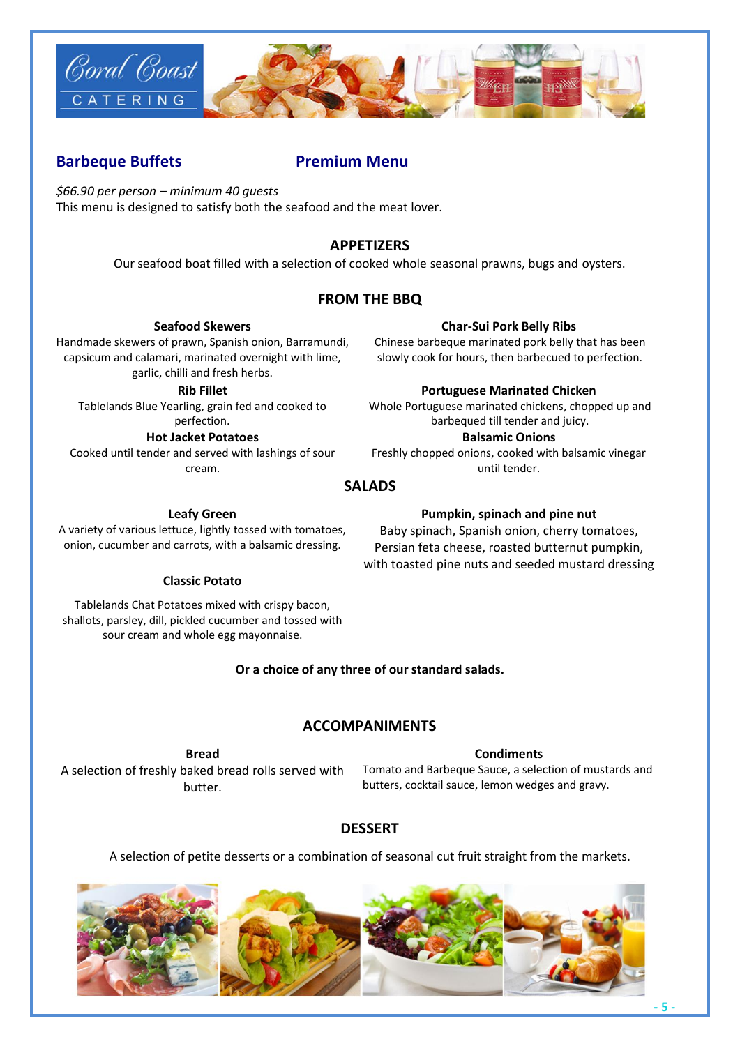## Barbeque Buffets — Premium Menu

*$66.90 per person – minimum 40 guests*
This menu is designed to satisfy both the seafood and the meat lover.

### APPETIZERS

Our seafood boat filled with a selection of cooked whole seasonal prawns, bugs and oysters.

### FROM THE BBQ

**Seafood Skewers**
Handmade skewers of prawn, Spanish onion, Barramundi, capsicum and calamari, marinated overnight with lime, garlic, chilli and fresh herbs.

**Rib Fillet**
Tablelands Blue Yearling, grain fed and cooked to perfection.

**Hot Jacket Potatoes**
Cooked until tender and served with lashings of sour cream.

**Char-Sui Pork Belly Ribs**
Chinese barbeque marinated pork belly that has been slowly cook for hours, then barbecued to perfection.

**Portuguese Marinated Chicken**
Whole Portuguese marinated chickens, chopped up and barbequed till tender and juicy.

**Balsamic Onions**
Freshly chopped onions, cooked with balsamic vinegar until tender.

### SALADS

**Leafy Green**
A variety of various lettuce, lightly tossed with tomatoes, onion, cucumber and carrots, with a balsamic dressing.

**Classic Potato**
Tablelands Chat Potatoes mixed with crispy bacon, shallots, parsley, dill, pickled cucumber and tossed with sour cream and whole egg mayonnaise.

**Pumpkin, spinach and pine nut**
Baby spinach, Spanish onion, cherry tomatoes, Persian feta cheese, roasted butternut pumpkin, with toasted pine nuts and seeded mustard dressing

**Or a choice of any three of our standard salads.**

### ACCOMPANIMENTS

**Bread**
A selection of freshly baked bread rolls served with butter.

**Condiments**
Tomato and Barbeque Sauce, a selection of mustards and butters, cocktail sauce, lemon wedges and gravy.

### DESSERT

A selection of petite desserts or a combination of seasonal cut fruit straight from the markets.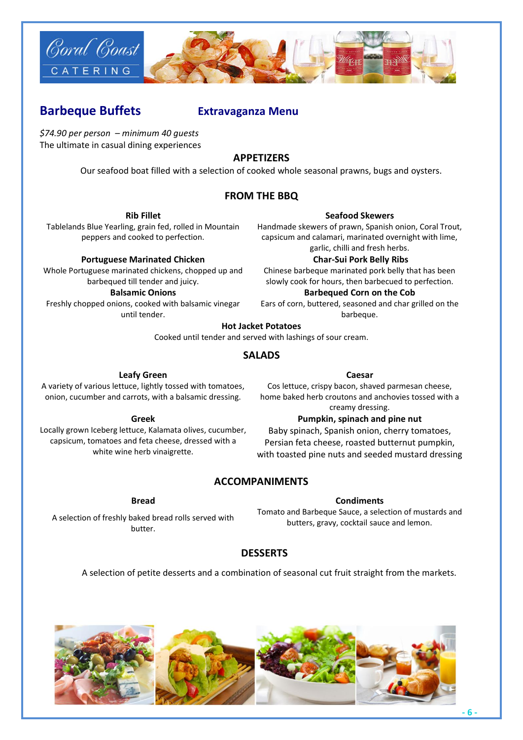Coral Coast CATERING

# Barbeque Buffets

## Extravaganza Menu

*$74.90 per person – minimum 40 guests*
The ultimate in casual dining experiences

### APPETIZERS

Our seafood boat filled with a selection of cooked whole seasonal prawns, bugs and oysters.

### FROM THE BBQ

**Rib Fillet**
Tablelands Blue Yearling, grain fed, rolled in Mountain peppers and cooked to perfection.

**Portuguese Marinated Chicken**
Whole Portuguese marinated chickens, chopped up and barbequed till tender and juicy.

**Balsamic Onions**
Freshly chopped onions, cooked with balsamic vinegar until tender.

**Seafood Skewers**
Handmade skewers of prawn, Spanish onion, Coral Trout, capsicum and calamari, marinated overnight with lime, garlic, chilli and fresh herbs.

**Char-Sui Pork Belly Ribs**
Chinese barbeque marinated pork belly that has been slowly cook for hours, then barbecued to perfection.

**Barbequed Corn on the Cob**
Ears of corn, buttered, seasoned and char grilled on the barbeque.

**Hot Jacket Potatoes**
Cooked until tender and served with lashings of sour cream.

### SALADS

**Leafy Green**
A variety of various lettuce, lightly tossed with tomatoes, onion, cucumber and carrots, with a balsamic dressing.

**Greek**
Locally grown Iceberg lettuce, Kalamata olives, cucumber, capsicum, tomatoes and feta cheese, dressed with a white wine herb vinaigrette.

**Caesar**
Cos lettuce, crispy bacon, shaved parmesan cheese, home baked herb croutons and anchovies tossed with a creamy dressing.

**Pumpkin, spinach and pine nut**
Baby spinach, Spanish onion, cherry tomatoes, Persian feta cheese, roasted butternut pumpkin, with toasted pine nuts and seeded mustard dressing

### ACCOMPANIMENTS

**Bread**
A selection of freshly baked bread rolls served with butter.

**Condiments**
Tomato and Barbeque Sauce, a selection of mustards and butters, gravy, cocktail sauce and lemon.

### DESSERTS

A selection of petite desserts and a combination of seasonal cut fruit straight from the markets.